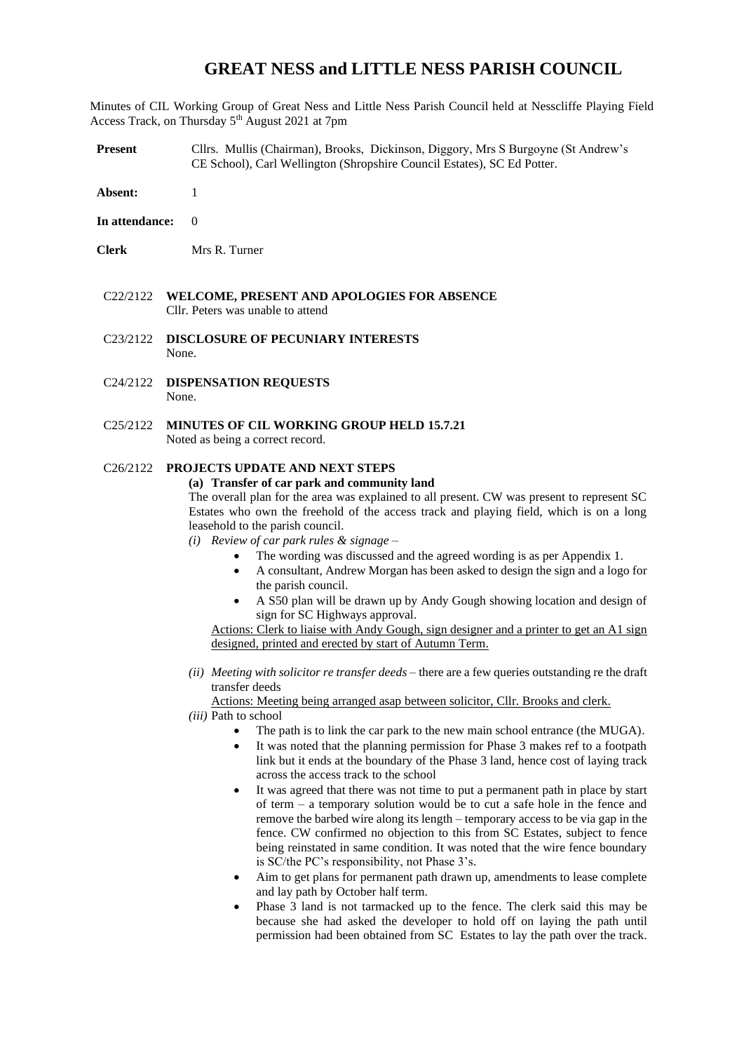# GREAT NESS and LITTLE NESS PARISH COUNCIL

Minutes of CIL Working Group of Great Ness and Little Ness Parish Council held at Nesscliffe Playing Field Access Track, on Thursday 5th August 2021 at 7pm

**Present** Cllrs. Mullis (Chairman), Brooks, Dickinson, Diggory, Mrs S Burgoyne (St Andrew's CE School), Carl Wellington (Shropshire Council Estates), SC Ed Potter.

**Absent:** 1

**In attendance:** 0

**Clerk** Mrs R. Turner

C22/2122 **WELCOME, PRESENT AND APOLOGIES FOR ABSENCE**
Cllr. Peters was unable to attend

C23/2122 **DISCLOSURE OF PECUNIARY INTERESTS**
None.

C24/2122 **DISPENSATION REQUESTS**
None.

C25/2122 **MINUTES OF CIL WORKING GROUP HELD 15.7.21**
Noted as being a correct record.

C26/2122 **PROJECTS UPDATE AND NEXT STEPS**

**(a) Transfer of car park and community land**

The overall plan for the area was explained to all present. CW was present to represent SC Estates who own the freehold of the access track and playing field, which is on a long leasehold to the parish council.

*(i) Review of car park rules & signage* –

- The wording was discussed and the agreed wording is as per Appendix 1.
- A consultant, Andrew Morgan has been asked to design the sign and a logo for the parish council.
- A S50 plan will be drawn up by Andy Gough showing location and design of sign for SC Highways approval.

Actions: Clerk to liaise with Andy Gough, sign designer and a printer to get an A1 sign designed, printed and erected by start of Autumn Term.

*(ii) Meeting with solicitor re transfer deeds* – there are a few queries outstanding re the draft transfer deeds

Actions: Meeting being arranged asap between solicitor, Cllr. Brooks and clerk.

*(iii)* Path to school

- The path is to link the car park to the new main school entrance (the MUGA).
- It was noted that the planning permission for Phase 3 makes ref to a footpath link but it ends at the boundary of the Phase 3 land, hence cost of laying track across the access track to the school
- It was agreed that there was not time to put a permanent path in place by start of term – a temporary solution would be to cut a safe hole in the fence and remove the barbed wire along its length – temporary access to be via gap in the fence. CW confirmed no objection to this from SC Estates, subject to fence being reinstated in same condition. It was noted that the wire fence boundary is SC/the PC's responsibility, not Phase 3's.
- Aim to get plans for permanent path drawn up, amendments to lease complete and lay path by October half term.
- Phase 3 land is not tarmacked up to the fence. The clerk said this may be because she had asked the developer to hold off on laying the path until permission had been obtained from SC Estates to lay the path over the track.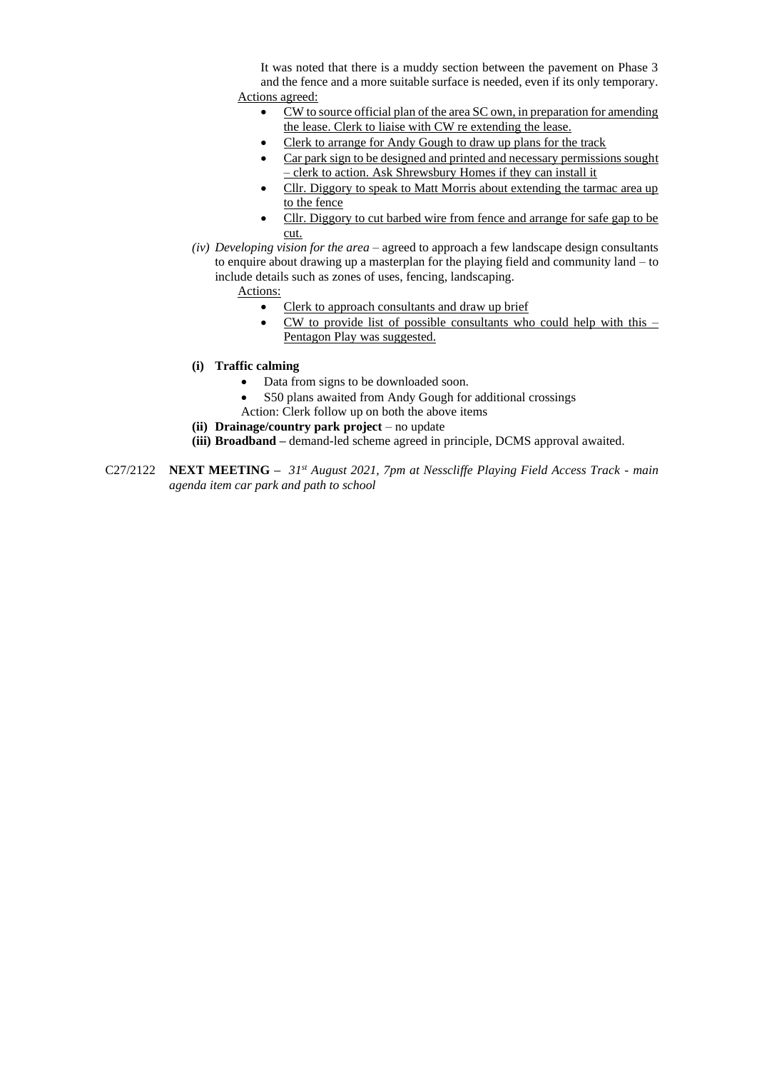It was noted that there is a muddy section between the pavement on Phase 3 and the fence and a more suitable surface is needed, even if its only temporary.

Actions agreed:

- CW to source official plan of the area SC own, in preparation for amending the lease. Clerk to liaise with CW re extending the lease.
- Clerk to arrange for Andy Gough to draw up plans for the track
- Car park sign to be designed and printed and necessary permissions sought – clerk to action. Ask Shrewsbury Homes if they can install it
- Cllr. Diggory to speak to Matt Morris about extending the tarmac area up to the fence
- Cllr. Diggory to cut barbed wire from fence and arrange for safe gap to be cut.

*(iv) Developing vision for the area* – agreed to approach a few landscape design consultants to enquire about drawing up a masterplan for the playing field and community land – to include details such as zones of uses, fencing, landscaping.

Actions:

- Clerk to approach consultants and draw up brief
- CW to provide list of possible consultants who could help with this – Pentagon Play was suggested.

**(i) Traffic calming**

- Data from signs to be downloaded soon.
- S50 plans awaited from Andy Gough for additional crossings

Action: Clerk follow up on both the above items

**(ii) Drainage/country park project** – no update

**(iii) Broadband –** demand-led scheme agreed in principle, DCMS approval awaited.

C27/2122 **NEXT MEETING –** *31st August 2021, 7pm at Nesscliffe Playing Field Access Track - main agenda item car park and path to school*